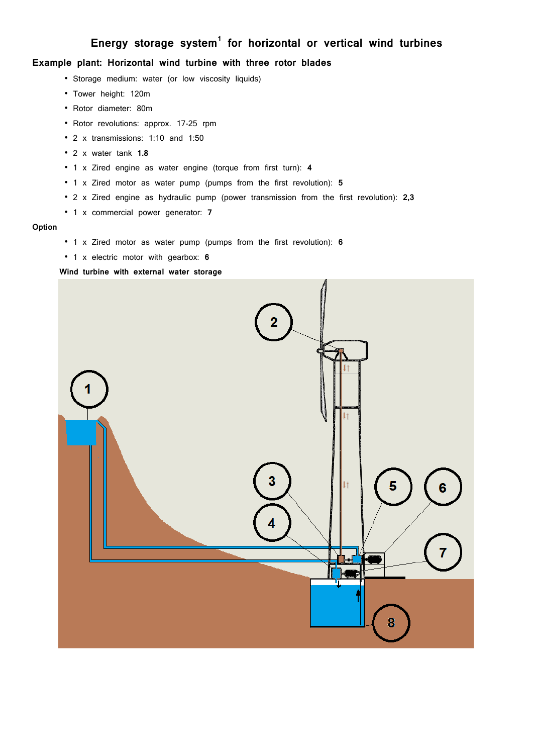# Energy storage system[1] for horizontal or vertical wind turbines

## Example plant: Horizontal wind turbine with three rotor blades

- Storage medium: water (or low viscosity liquids)
- Tower height: 120m
- Rotor diameter: 80m
- Rotor revolutions: approx. 17-25 rpm
- 2 x transmissions: 1:10 and 1:50
- 2 x water tank **1.8**
- 1 x Zired engine as water engine (torque from first turn): **4**
- 1 x Zired motor as water pump (pumps from the first revolution): **5**
- 2 x Zired engine as hydraulic pump (power transmission from the first revolution): **2,3**
- 1 x commercial power generator: **7**

**Option**

- 1 x Zired motor as water pump (pumps from the first revolution): **6**
- 1 x electric motor with gearbox: **6**

**Wind turbine with external water storage**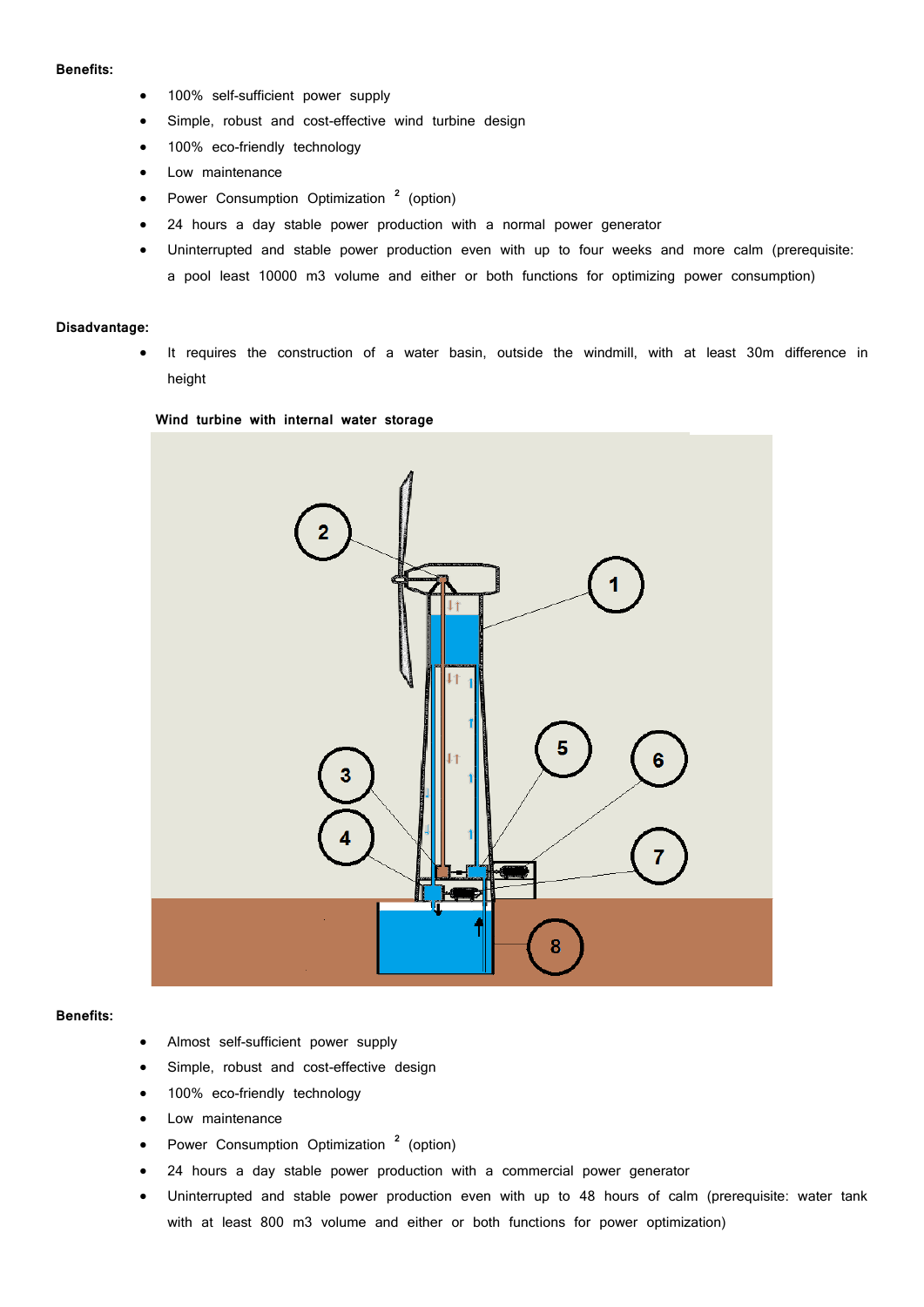**Benefits:**

- 100% self-sufficient power supply
- Simple, robust and cost-effective wind turbine design
- 100% eco-friendly technology
- Low maintenance
- Power Consumption Optimization [2] (option)
- 24 hours a day stable power production with a normal power generator
- Uninterrupted and stable power production even with up to four weeks and more calm (prerequisite: a pool least 10000 m3 volume and either or both functions for optimizing power consumption)

**Disadvantage:**

- It requires the construction of a water basin, outside the windmill, with at least 30m difference in height

**Wind turbine with internal water storage**

**Benefits:**

- Almost self-sufficient power supply
- Simple, robust and cost-effective design
- 100% eco-friendly technology
- Low maintenance
- Power Consumption Optimization [2] (option)
- 24 hours a day stable power production with a commercial power generator
- Uninterrupted and stable power production even with up to 48 hours of calm (prerequisite: water tank with at least 800 m3 volume and either or both functions for power optimization)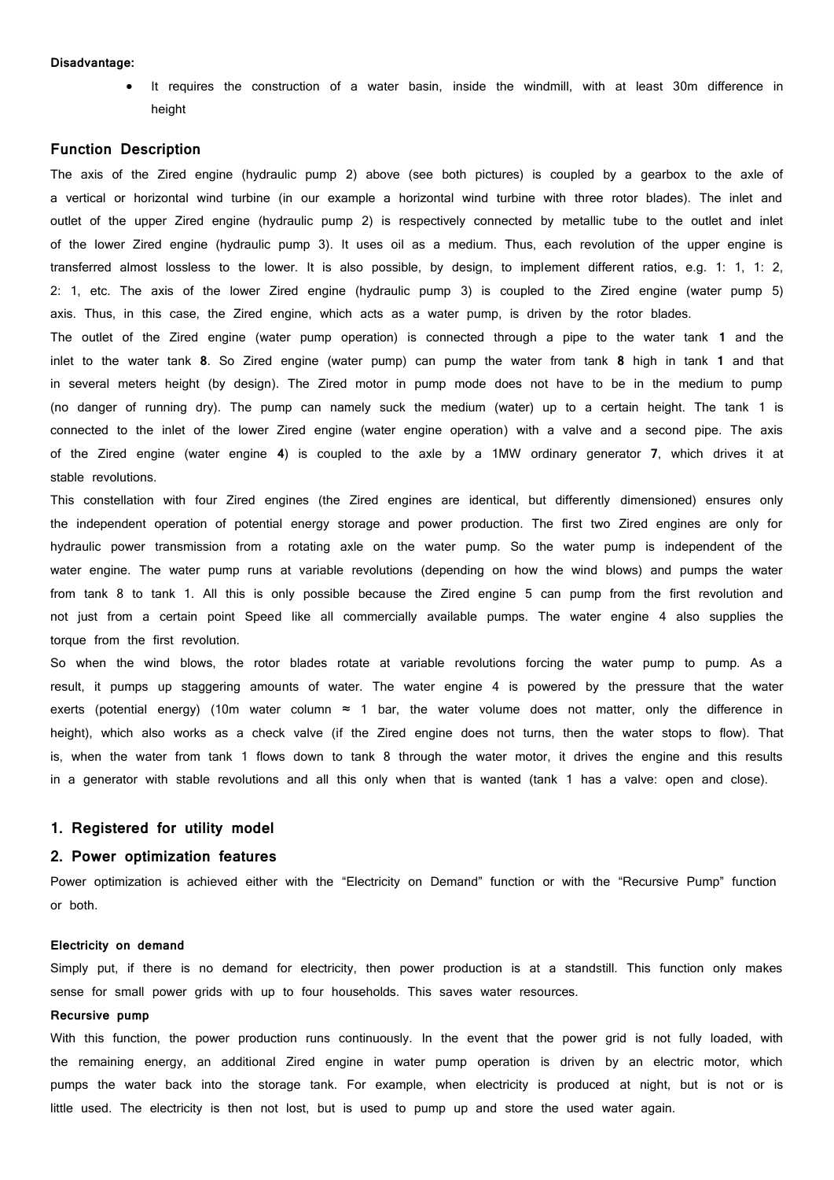**Disadvantage:**

- It requires the construction of a water basin, inside the windmill, with at least 30m difference in height

### Function Description

The axis of the Zired engine (hydraulic pump 2) above (see both pictures) is coupled by a gearbox to the axle of a vertical or horizontal wind turbine (in our example a horizontal wind turbine with three rotor blades). The inlet and outlet of the upper Zired engine (hydraulic pump 2) is respectively connected by metallic tube to the outlet and inlet of the lower Zired engine (hydraulic pump 3). It uses oil as a medium. Thus, each revolution of the upper engine is transferred almost lossless to the lower. It is also possible, by design, to implement different ratios, e.g. 1: 1, 1: 2, 2: 1, etc. The axis of the lower Zired engine (hydraulic pump 3) is coupled to the Zired engine (water pump 5) axis. Thus, in this case, the Zired engine, which acts as a water pump, is driven by the rotor blades.

The outlet of the Zired engine (water pump operation) is connected through a pipe to the water tank **1** and the inlet to the water tank **8**. So Zired engine (water pump) can pump the water from tank **8** high in tank **1** and that in several meters height (by design). The Zired motor in pump mode does not have to be in the medium to pump (no danger of running dry). The pump can namely suck the medium (water) up to a certain height. The tank 1 is connected to the inlet of the lower Zired engine (water engine operation) with a valve and a second pipe. The axis of the Zired engine (water engine **4**) is coupled to the axle by a 1MW ordinary generator **7**, which drives it at stable revolutions.

This constellation with four Zired engines (the Zired engines are identical, but differently dimensioned) ensures only the independent operation of potential energy storage and power production. The first two Zired engines are only for hydraulic power transmission from a rotating axle on the water pump. So the water pump is independent of the water engine. The water pump runs at variable revolutions (depending on how the wind blows) and pumps the water from tank 8 to tank 1. All this is only possible because the Zired engine 5 can pump from the first revolution and not just from a certain point Speed like all commercially available pumps. The water engine 4 also supplies the torque from the first revolution.

So when the wind blows, the rotor blades rotate at variable revolutions forcing the water pump to pump. As a result, it pumps up staggering amounts of water. The water engine 4 is powered by the pressure that the water exerts (potential energy) (10m water column ≈ 1 bar, the water volume does not matter, only the difference in height), which also works as a check valve (if the Zired engine does not turns, then the water stops to flow). That is, when the water from tank 1 flows down to tank 8 through the water motor, it drives the engine and this results in a generator with stable revolutions and all this only when that is wanted (tank 1 has a valve: open and close).

### 1. Registered for utility model

### 2. Power optimization features

Power optimization is achieved either with the “Electricity on Demand” function or with the “Recursive Pump” function or both.

#### Electricity on demand

Simply put, if there is no demand for electricity, then power production is at a standstill. This function only makes sense for small power grids with up to four households. This saves water resources.

#### Recursive pump

With this function, the power production runs continuously. In the event that the power grid is not fully loaded, with the remaining energy, an additional Zired engine in water pump operation is driven by an electric motor, which pumps the water back into the storage tank. For example, when electricity is produced at night, but is not or is little used. The electricity is then not lost, but is used to pump up and store the used water again.